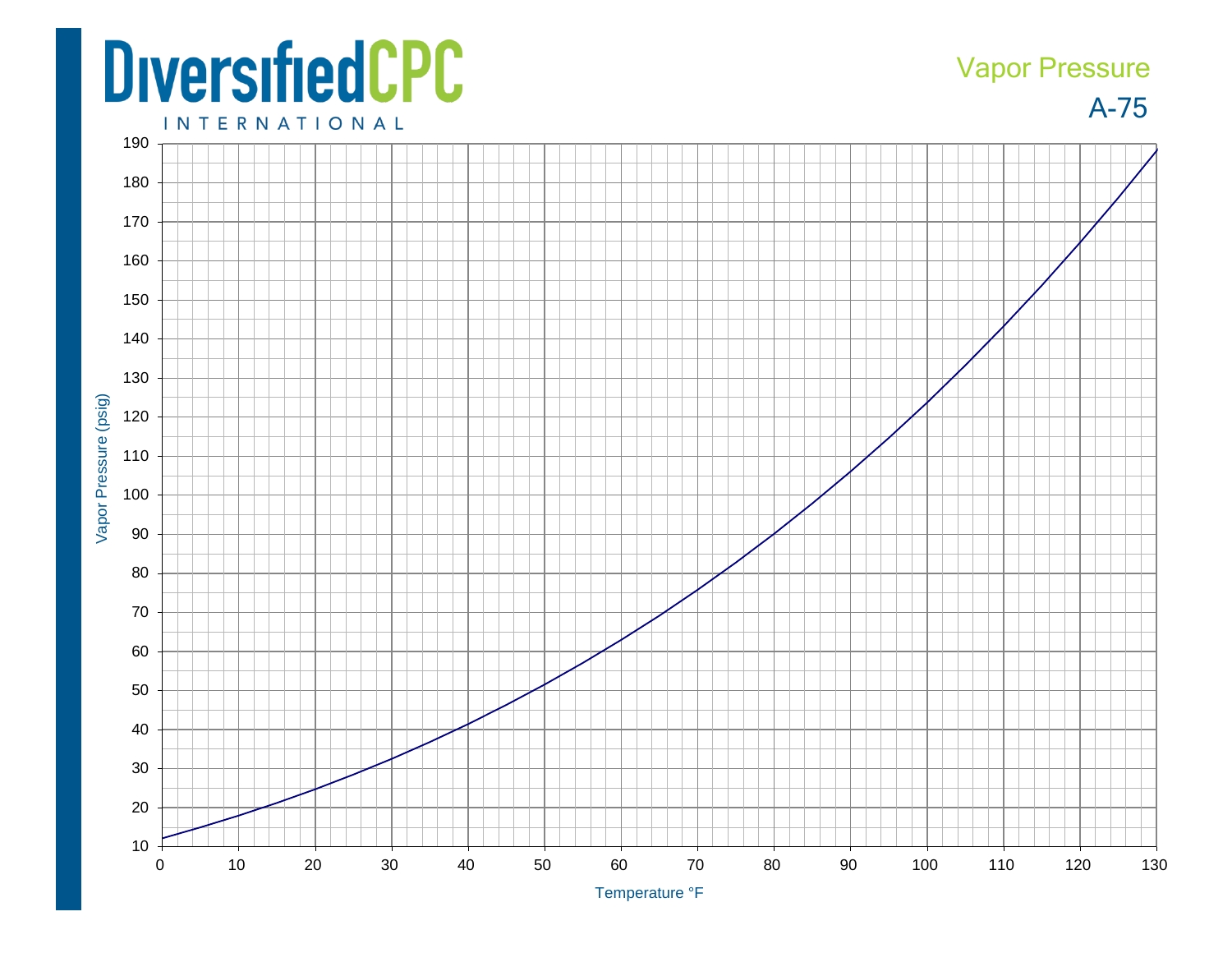# DiversifiedCPC INTERNATIONAL

## Vapor Pressure

## A-75

Vapor Pressure (psig)

190
180
170
160
150
140
130
120
110
100
90
80
70
60
50
40
30
20
10

0 10 20 30 40 50 60 70 80 90 100 110 120 130

Temperature °F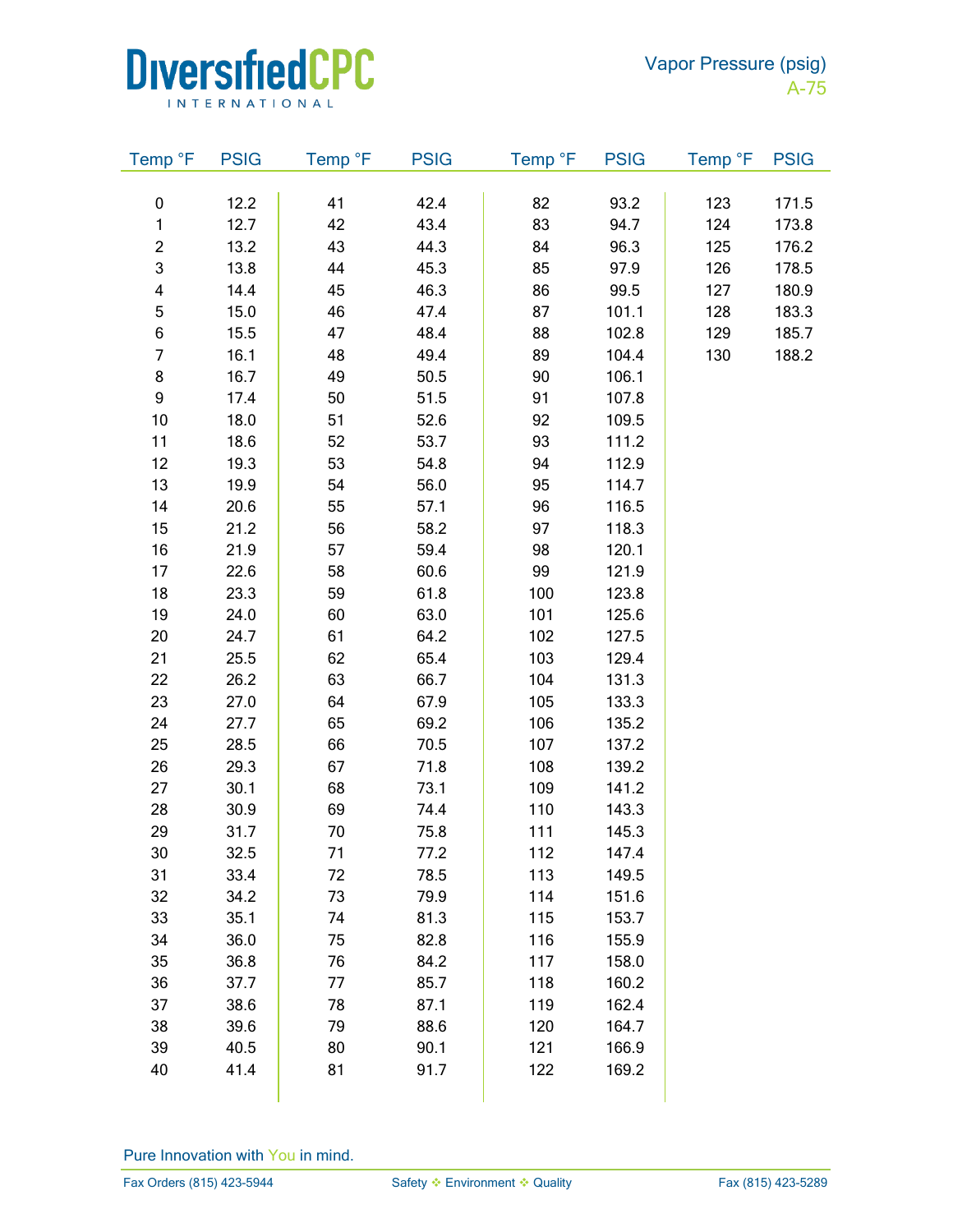# DiversifiedCPC INTERNATIONAL

Vapor Pressure (psig)
A-75

| Temp °F | PSIG | Temp °F | PSIG | Temp °F | PSIG | Temp °F | PSIG |
|---|---|---|---|---|---|---|---|
| 0 | 12.2 | 41 | 42.4 | 82 | 93.2 | 123 | 171.5 |
| 1 | 12.7 | 42 | 43.4 | 83 | 94.7 | 124 | 173.8 |
| 2 | 13.2 | 43 | 44.3 | 84 | 96.3 | 125 | 176.2 |
| 3 | 13.8 | 44 | 45.3 | 85 | 97.9 | 126 | 178.5 |
| 4 | 14.4 | 45 | 46.3 | 86 | 99.5 | 127 | 180.9 |
| 5 | 15.0 | 46 | 47.4 | 87 | 101.1 | 128 | 183.3 |
| 6 | 15.5 | 47 | 48.4 | 88 | 102.8 | 129 | 185.7 |
| 7 | 16.1 | 48 | 49.4 | 89 | 104.4 | 130 | 188.2 |
| 8 | 16.7 | 49 | 50.5 | 90 | 106.1 | | |
| 9 | 17.4 | 50 | 51.5 | 91 | 107.8 | | |
| 10 | 18.0 | 51 | 52.6 | 92 | 109.5 | | |
| 11 | 18.6 | 52 | 53.7 | 93 | 111.2 | | |
| 12 | 19.3 | 53 | 54.8 | 94 | 112.9 | | |
| 13 | 19.9 | 54 | 56.0 | 95 | 114.7 | | |
| 14 | 20.6 | 55 | 57.1 | 96 | 116.5 | | |
| 15 | 21.2 | 56 | 58.2 | 97 | 118.3 | | |
| 16 | 21.9 | 57 | 59.4 | 98 | 120.1 | | |
| 17 | 22.6 | 58 | 60.6 | 99 | 121.9 | | |
| 18 | 23.3 | 59 | 61.8 | 100 | 123.8 | | |
| 19 | 24.0 | 60 | 63.0 | 101 | 125.6 | | |
| 20 | 24.7 | 61 | 64.2 | 102 | 127.5 | | |
| 21 | 25.5 | 62 | 65.4 | 103 | 129.4 | | |
| 22 | 26.2 | 63 | 66.7 | 104 | 131.3 | | |
| 23 | 27.0 | 64 | 67.9 | 105 | 133.3 | | |
| 24 | 27.7 | 65 | 69.2 | 106 | 135.2 | | |
| 25 | 28.5 | 66 | 70.5 | 107 | 137.2 | | |
| 26 | 29.3 | 67 | 71.8 | 108 | 139.2 | | |
| 27 | 30.1 | 68 | 73.1 | 109 | 141.2 | | |
| 28 | 30.9 | 69 | 74.4 | 110 | 143.3 | | |
| 29 | 31.7 | 70 | 75.8 | 111 | 145.3 | | |
| 30 | 32.5 | 71 | 77.2 | 112 | 147.4 | | |
| 31 | 33.4 | 72 | 78.5 | 113 | 149.5 | | |
| 32 | 34.2 | 73 | 79.9 | 114 | 151.6 | | |
| 33 | 35.1 | 74 | 81.3 | 115 | 153.7 | | |
| 34 | 36.0 | 75 | 82.8 | 116 | 155.9 | | |
| 35 | 36.8 | 76 | 84.2 | 117 | 158.0 | | |
| 36 | 37.7 | 77 | 85.7 | 118 | 160.2 | | |
| 37 | 38.6 | 78 | 87.1 | 119 | 162.4 | | |
| 38 | 39.6 | 79 | 88.6 | 120 | 164.7 | | |
| 39 | 40.5 | 80 | 90.1 | 121 | 166.9 | | |
| 40 | 41.4 | 81 | 91.7 | 122 | 169.2 | | |

Pure Innovation with You in mind.

Fax Orders (815) 423-5944 Safety ❖ Environment ❖ Quality Fax (815) 423-5289